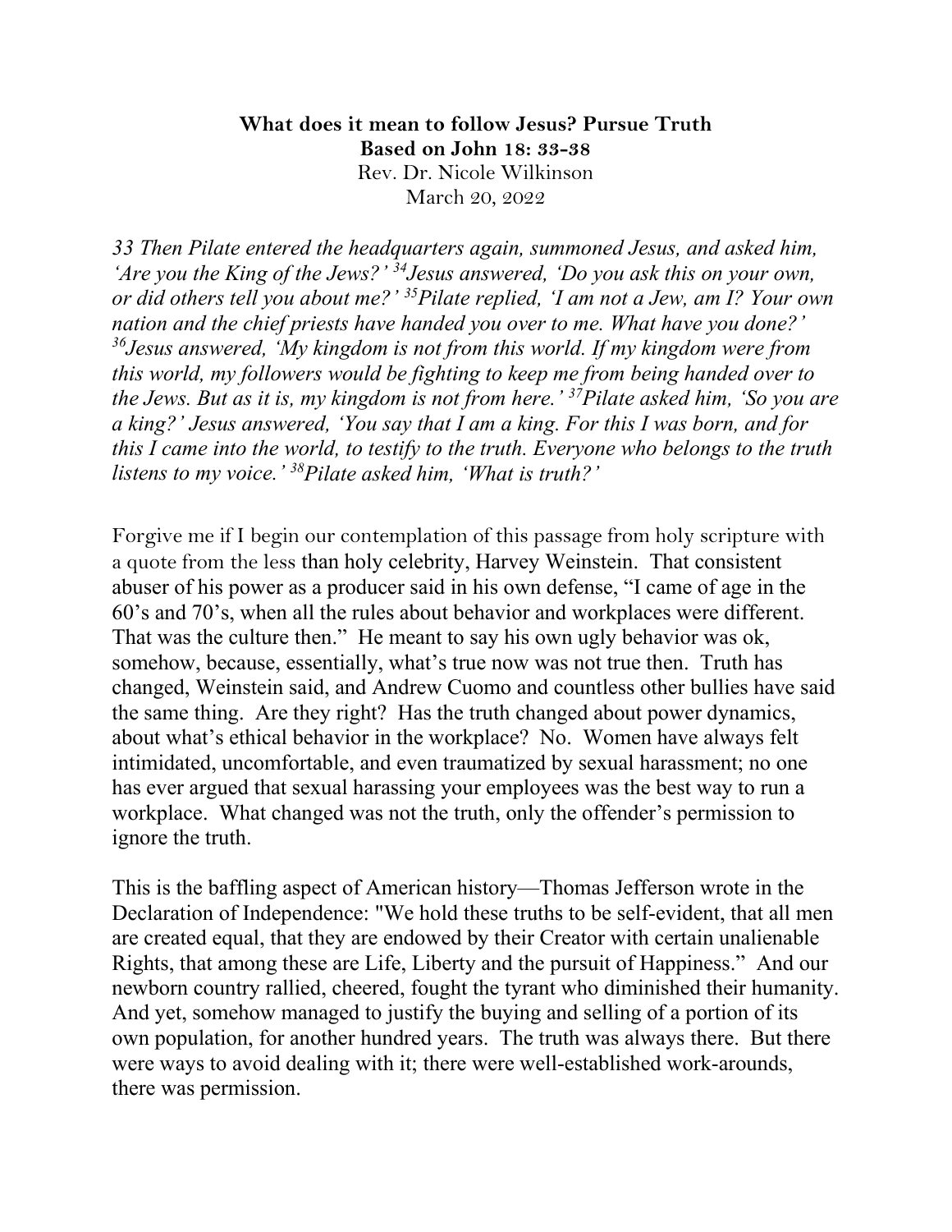**What does it mean to follow Jesus? Pursue Truth**
**Based on John 18: 33-38**
Rev. Dr. Nicole Wilkinson
March 20, 2022

*33 Then Pilate entered the headquarters again, summoned Jesus, and asked him, 'Are you the King of the Jews?' 34 Jesus answered, 'Do you ask this on your own, or did others tell you about me?' 35 Pilate replied, 'I am not a Jew, am I? Your own nation and the chief priests have handed you over to me. What have you done?' 36 Jesus answered, 'My kingdom is not from this world. If my kingdom were from this world, my followers would be fighting to keep me from being handed over to the Jews. But as it is, my kingdom is not from here.' 37 Pilate asked him, 'So you are a king?' Jesus answered, 'You say that I am a king. For this I was born, and for this I came into the world, to testify to the truth. Everyone who belongs to the truth listens to my voice.' 38 Pilate asked him, 'What is truth?'*

Forgive me if I begin our contemplation of this passage from holy scripture with a quote from the less than holy celebrity, Harvey Weinstein. That consistent abuser of his power as a producer said in his own defense, "I came of age in the 60's and 70's, when all the rules about behavior and workplaces were different. That was the culture then." He meant to say his own ugly behavior was ok, somehow, because, essentially, what's true now was not true then. Truth has changed, Weinstein said, and Andrew Cuomo and countless other bullies have said the same thing. Are they right? Has the truth changed about power dynamics, about what's ethical behavior in the workplace? No. Women have always felt intimidated, uncomfortable, and even traumatized by sexual harassment; no one has ever argued that sexual harassing your employees was the best way to run a workplace. What changed was not the truth, only the offender's permission to ignore the truth.

This is the baffling aspect of American history—Thomas Jefferson wrote in the Declaration of Independence: "We hold these truths to be self-evident, that all men are created equal, that they are endowed by their Creator with certain unalienable Rights, that among these are Life, Liberty and the pursuit of Happiness." And our newborn country rallied, cheered, fought the tyrant who diminished their humanity. And yet, somehow managed to justify the buying and selling of a portion of its own population, for another hundred years. The truth was always there. But there were ways to avoid dealing with it; there were well-established work-arounds, there was permission.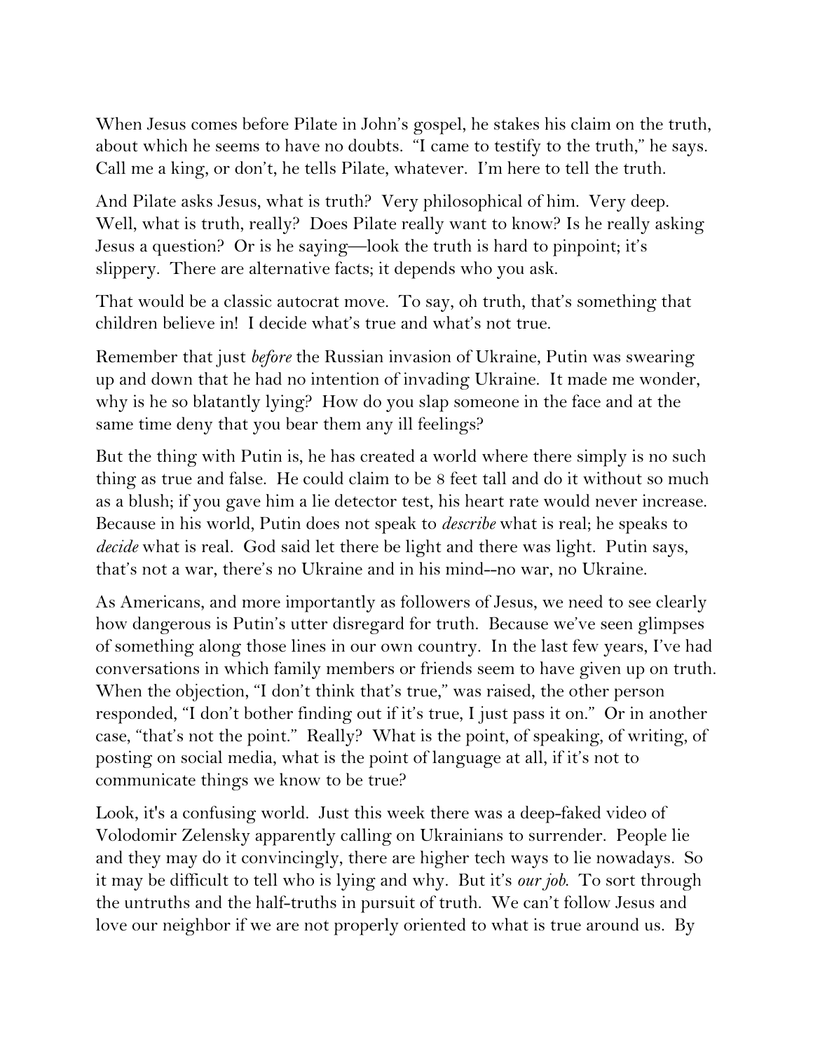When Jesus comes before Pilate in John's gospel, he stakes his claim on the truth, about which he seems to have no doubts. "I came to testify to the truth," he says. Call me a king, or don't, he tells Pilate, whatever. I'm here to tell the truth.

And Pilate asks Jesus, what is truth? Very philosophical of him. Very deep. Well, what is truth, really? Does Pilate really want to know? Is he really asking Jesus a question? Or is he saying—look the truth is hard to pinpoint; it's slippery. There are alternative facts; it depends who you ask.

That would be a classic autocrat move. To say, oh truth, that's something that children believe in! I decide what's true and what's not true.

Remember that just *before* the Russian invasion of Ukraine, Putin was swearing up and down that he had no intention of invading Ukraine. It made me wonder, why is he so blatantly lying? How do you slap someone in the face and at the same time deny that you bear them any ill feelings?

But the thing with Putin is, he has created a world where there simply is no such thing as true and false. He could claim to be 8 feet tall and do it without so much as a blush; if you gave him a lie detector test, his heart rate would never increase. Because in his world, Putin does not speak to *describe* what is real; he speaks to *decide* what is real. God said let there be light and there was light. Putin says, that's not a war, there's no Ukraine and in his mind--no war, no Ukraine.

As Americans, and more importantly as followers of Jesus, we need to see clearly how dangerous is Putin's utter disregard for truth. Because we've seen glimpses of something along those lines in our own country. In the last few years, I've had conversations in which family members or friends seem to have given up on truth. When the objection, "I don't think that's true," was raised, the other person responded, "I don't bother finding out if it's true, I just pass it on." Or in another case, "that's not the point." Really? What is the point, of speaking, of writing, of posting on social media, what is the point of language at all, if it's not to communicate things we know to be true?

Look, it's a confusing world. Just this week there was a deep-faked video of Volodomir Zelensky apparently calling on Ukrainians to surrender. People lie and they may do it convincingly, there are higher tech ways to lie nowadays. So it may be difficult to tell who is lying and why. But it's *our job*. To sort through the untruths and the half-truths in pursuit of truth. We can't follow Jesus and love our neighbor if we are not properly oriented to what is true around us. By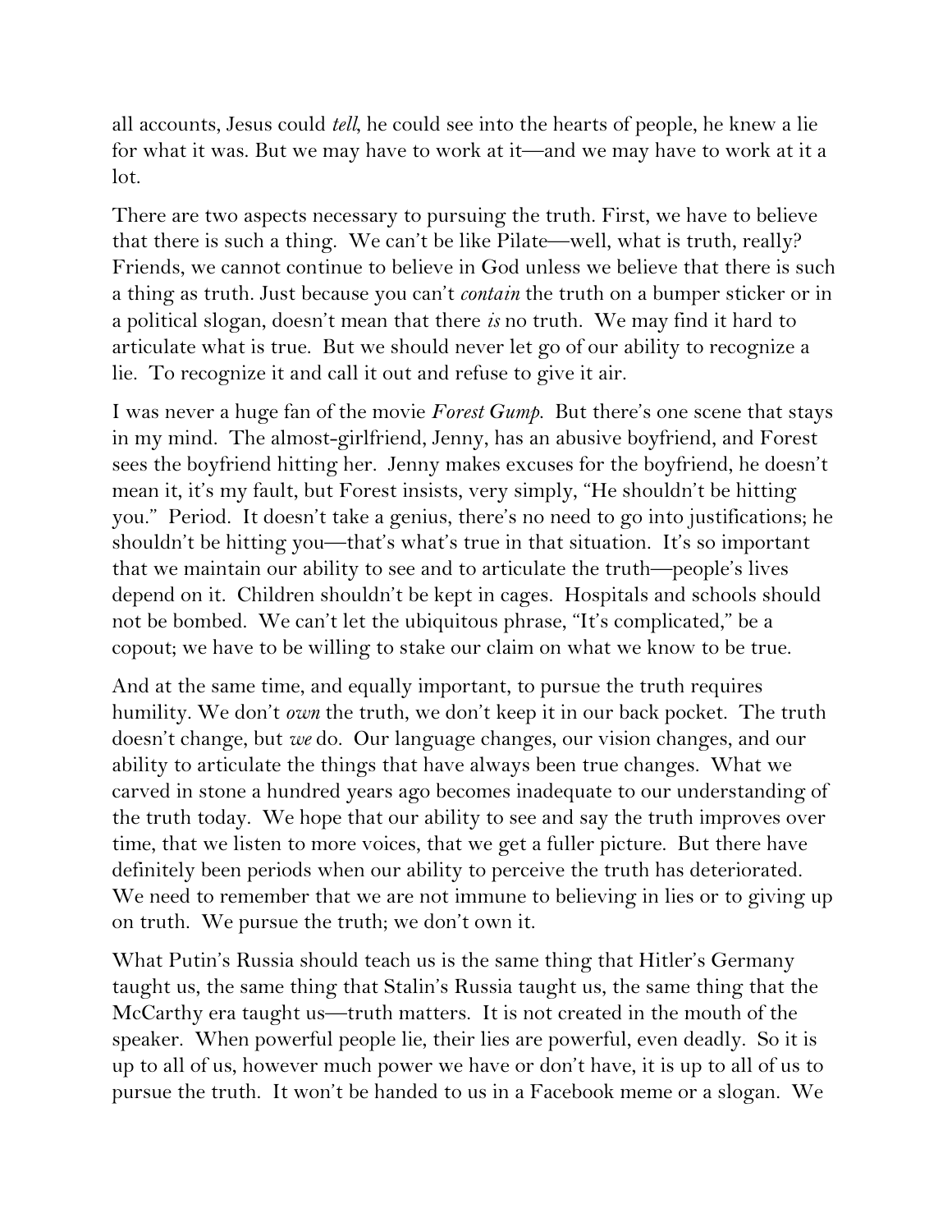all accounts, Jesus could *tell*, he could see into the hearts of people, he knew a lie for what it was. But we may have to work at it—and we may have to work at it a lot.

There are two aspects necessary to pursuing the truth. First, we have to believe that there is such a thing. We can't be like Pilate—well, what is truth, really? Friends, we cannot continue to believe in God unless we believe that there is such a thing as truth. Just because you can't *contain* the truth on a bumper sticker or in a political slogan, doesn't mean that there *is* no truth. We may find it hard to articulate what is true. But we should never let go of our ability to recognize a lie. To recognize it and call it out and refuse to give it air.

I was never a huge fan of the movie *Forest Gump*. But there's one scene that stays in my mind. The almost-girlfriend, Jenny, has an abusive boyfriend, and Forest sees the boyfriend hitting her. Jenny makes excuses for the boyfriend, he doesn't mean it, it's my fault, but Forest insists, very simply, "He shouldn't be hitting you." Period. It doesn't take a genius, there's no need to go into justifications; he shouldn't be hitting you—that's what's true in that situation. It's so important that we maintain our ability to see and to articulate the truth—people's lives depend on it. Children shouldn't be kept in cages. Hospitals and schools should not be bombed. We can't let the ubiquitous phrase, "It's complicated," be a copout; we have to be willing to stake our claim on what we know to be true.

And at the same time, and equally important, to pursue the truth requires humility. We don't *own* the truth, we don't keep it in our back pocket. The truth doesn't change, but *we* do. Our language changes, our vision changes, and our ability to articulate the things that have always been true changes. What we carved in stone a hundred years ago becomes inadequate to our understanding of the truth today. We hope that our ability to see and say the truth improves over time, that we listen to more voices, that we get a fuller picture. But there have definitely been periods when our ability to perceive the truth has deteriorated. We need to remember that we are not immune to believing in lies or to giving up on truth. We pursue the truth; we don't own it.

What Putin's Russia should teach us is the same thing that Hitler's Germany taught us, the same thing that Stalin's Russia taught us, the same thing that the McCarthy era taught us—truth matters. It is not created in the mouth of the speaker. When powerful people lie, their lies are powerful, even deadly. So it is up to all of us, however much power we have or don't have, it is up to all of us to pursue the truth. It won't be handed to us in a Facebook meme or a slogan. We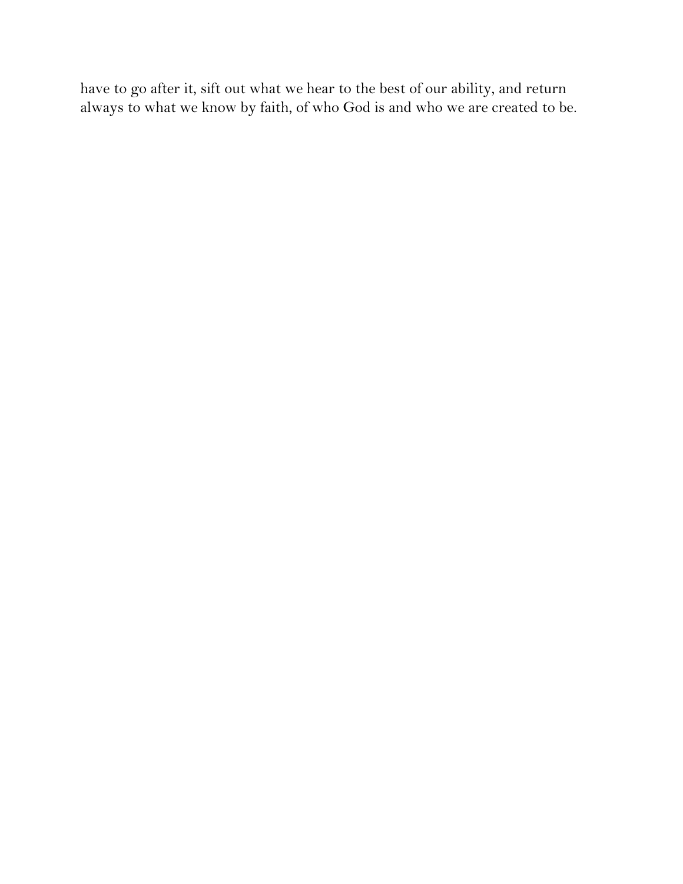have to go after it, sift out what we hear to the best of our ability, and return always to what we know by faith, of who God is and who we are created to be.